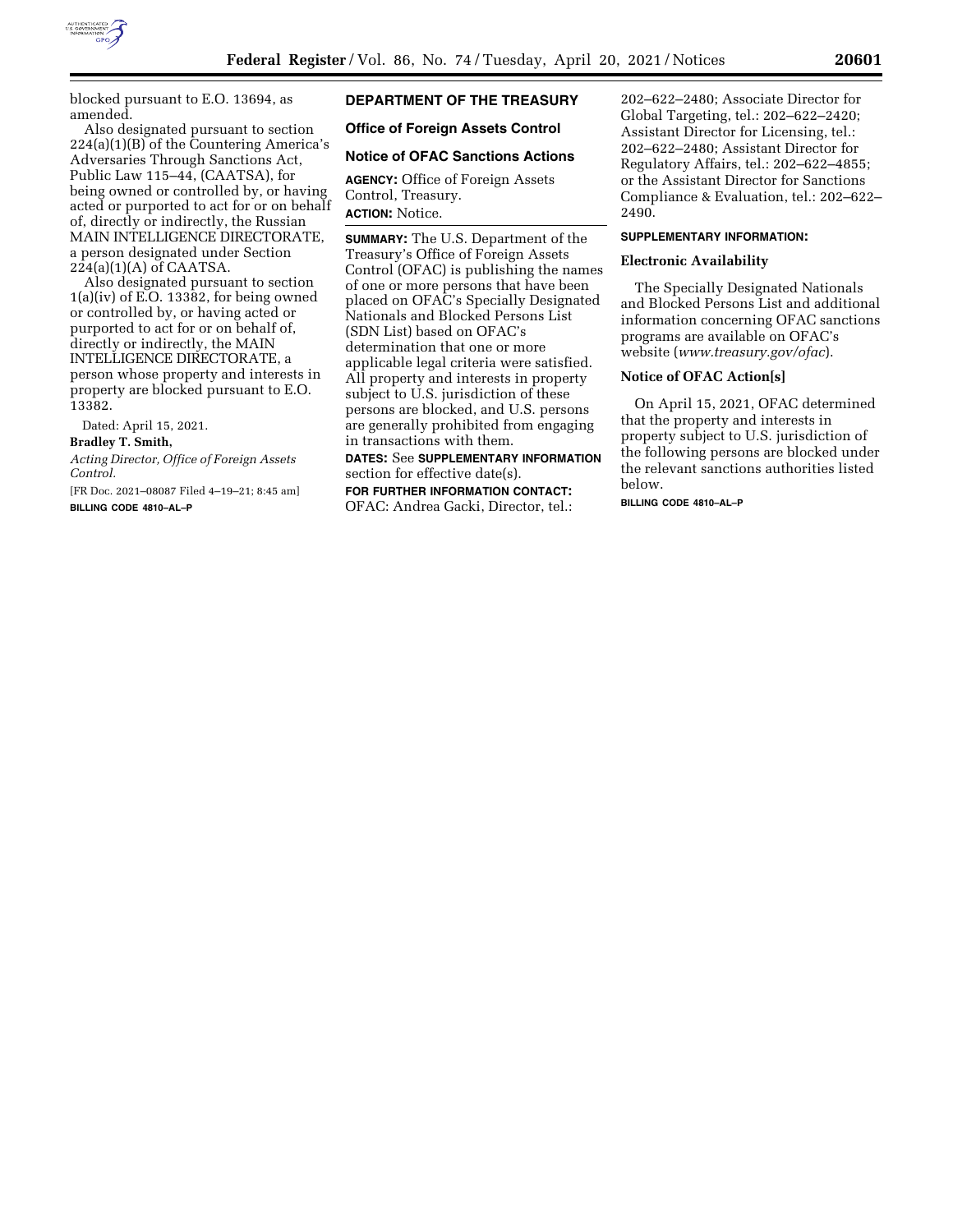blocked pursuant to E.O. 13694, as amended.

Also designated pursuant to section 224(a)(1)(B) of the Countering America's Adversaries Through Sanctions Act, Public Law 115–44, (CAATSA), for being owned or controlled by, or having acted or purported to act for or on behalf of, directly or indirectly, the Russian MAIN INTELLIGENCE DIRECTORATE, a person designated under Section 224(a)(1)(A) of CAATSA.

Also designated pursuant to section 1(a)(iv) of E.O. 13382, for being owned or controlled by, or having acted or purported to act for or on behalf of, directly or indirectly, the MAIN INTELLIGENCE DIRECTORATE, a person whose property and interests in property are blocked pursuant to E.O. 13382.

Dated: April 15, 2021.

**Bradley T. Smith,**

*Acting Director, Office of Foreign Assets Control.*

[FR Doc. 2021–08087 Filed 4–19–21; 8:45 am]

**BILLING CODE 4810–AL–P**

## DEPARTMENT OF THE TREASURY

### Office of Foreign Assets Control

### Notice of OFAC Sanctions Actions

**AGENCY:** Office of Foreign Assets Control, Treasury.

**ACTION:** Notice.

**SUMMARY:** The U.S. Department of the Treasury's Office of Foreign Assets Control (OFAC) is publishing the names of one or more persons that have been placed on OFAC's Specially Designated Nationals and Blocked Persons List (SDN List) based on OFAC's determination that one or more applicable legal criteria were satisfied. All property and interests in property subject to U.S. jurisdiction of these persons are blocked, and U.S. persons are generally prohibited from engaging in transactions with them.

**DATES:** See **SUPPLEMENTARY INFORMATION** section for effective date(s).

**FOR FURTHER INFORMATION CONTACT:** OFAC: Andrea Gacki, Director, tel.: 202–622–2480; Associate Director for Global Targeting, tel.: 202–622–2420; Assistant Director for Licensing, tel.: 202–622–2480; Assistant Director for Regulatory Affairs, tel.: 202–622–4855; or the Assistant Director for Sanctions Compliance & Evaluation, tel.: 202–622–2490.

**SUPPLEMENTARY INFORMATION:**

#### Electronic Availability

The Specially Designated Nationals and Blocked Persons List and additional information concerning OFAC sanctions programs are available on OFAC's website (*www.treasury.gov/ofac*).

#### Notice of OFAC Action[s]

On April 15, 2021, OFAC determined that the property and interests in property subject to U.S. jurisdiction of the following persons are blocked under the relevant sanctions authorities listed below.

**BILLING CODE 4810–AL–P**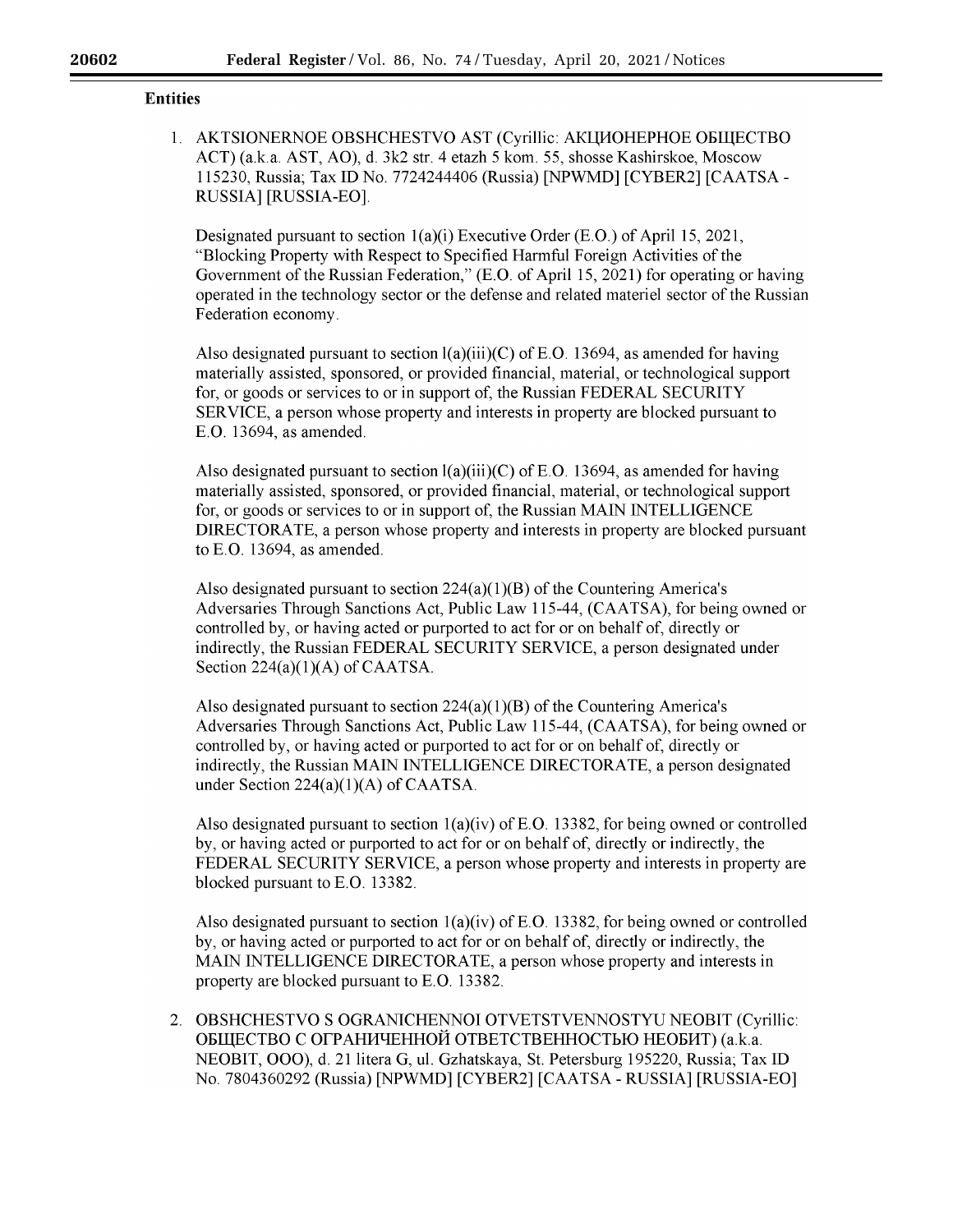## Entities

1. AKTSIONERNOE OBSHCHESTVO AST (Cyrillic: АКЦИОНЕРНОЕ ОБЩЕСТВО АСТ) (a.k.a. AST, AO), d. 3k2 str. 4 etazh 5 kom. 55, shosse Kashirskoe, Moscow 115230, Russia; Tax ID No. 7724244406 (Russia) [NPWMD] [CYBER2] [CAATSA - RUSSIA] [RUSSIA-EO].

   Designated pursuant to section 1(a)(i) Executive Order (E.O.) of April 15, 2021, "Blocking Property with Respect to Specified Harmful Foreign Activities of the Government of the Russian Federation," (E.O. of April 15, 2021) for operating or having operated in the technology sector or the defense and related materiel sector of the Russian Federation economy.

   Also designated pursuant to section l(a)(iii)(C) of E.O. 13694, as amended for having materially assisted, sponsored, or provided financial, material, or technological support for, or goods or services to or in support of, the Russian FEDERAL SECURITY SERVICE, a person whose property and interests in property are blocked pursuant to E.O. 13694, as amended.

   Also designated pursuant to section l(a)(iii)(C) of E.O. 13694, as amended for having materially assisted, sponsored, or provided financial, material, or technological support for, or goods or services to or in support of, the Russian MAIN INTELLIGENCE DIRECTORATE, a person whose property and interests in property are blocked pursuant to E.O. 13694, as amended.

   Also designated pursuant to section 224(a)(1)(B) of the Countering America's Adversaries Through Sanctions Act, Public Law 115-44, (CAATSA), for being owned or controlled by, or having acted or purported to act for or on behalf of, directly or indirectly, the Russian FEDERAL SECURITY SERVICE, a person designated under Section 224(a)(1)(A) of CAATSA.

   Also designated pursuant to section 224(a)(1)(B) of the Countering America's Adversaries Through Sanctions Act, Public Law 115-44, (CAATSA), for being owned or controlled by, or having acted or purported to act for or on behalf of, directly or indirectly, the Russian MAIN INTELLIGENCE DIRECTORATE, a person designated under Section 224(a)(1)(A) of CAATSA.

   Also designated pursuant to section 1(a)(iv) of E.O. 13382, for being owned or controlled by, or having acted or purported to act for or on behalf of, directly or indirectly, the FEDERAL SECURITY SERVICE, a person whose property and interests in property are blocked pursuant to E.O. 13382.

   Also designated pursuant to section 1(a)(iv) of E.O. 13382, for being owned or controlled by, or having acted or purported to act for or on behalf of, directly or indirectly, the MAIN INTELLIGENCE DIRECTORATE, a person whose property and interests in property are blocked pursuant to E.O. 13382.

2. OBSHCHESTVO S OGRANICHENNOI OTVETSTVENNOSTYU NEOBIT (Cyrillic: ОБЩЕСТВО С ОГРАНИЧЕННОЙ ОТВЕТСТВЕННОСТЬЮ НЕОБИТ) (a.k.a. NEOBIT, OOO), d. 21 litera G, ul. Gzhatskaya, St. Petersburg 195220, Russia; Tax ID No. 7804360292 (Russia) [NPWMD] [CYBER2] [CAATSA - RUSSIA] [RUSSIA-EO]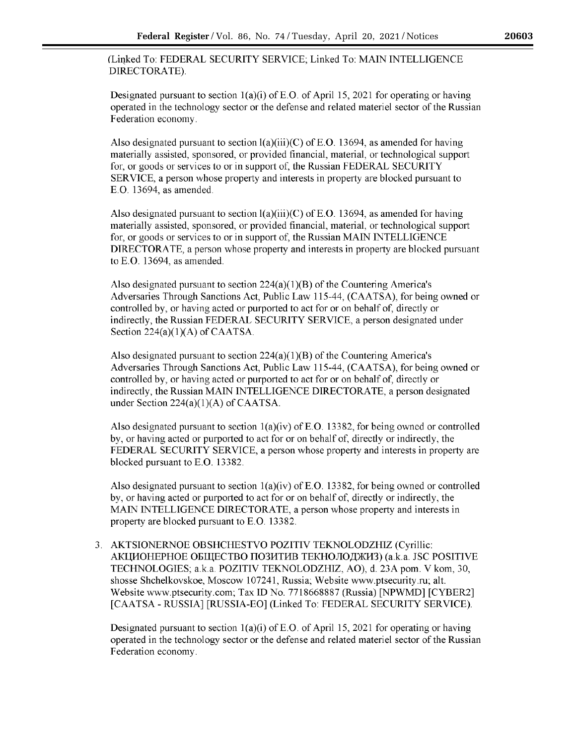(Linked To: FEDERAL SECURITY SERVICE; Linked To: MAIN INTELLIGENCE DIRECTORATE).

Designated pursuant to section 1(a)(i) of E.O. of April 15, 2021 for operating or having operated in the technology sector or the defense and related materiel sector of the Russian Federation economy.

Also designated pursuant to section l(a)(iii)(C) of E.O. 13694, as amended for having materially assisted, sponsored, or provided financial, material, or technological support for, or goods or services to or in support of, the Russian FEDERAL SECURITY SERVICE, a person whose property and interests in property are blocked pursuant to E.O. 13694, as amended.

Also designated pursuant to section l(a)(iii)(C) of E.O. 13694, as amended for having materially assisted, sponsored, or provided financial, material, or technological support for, or goods or services to or in support of, the Russian MAIN INTELLIGENCE DIRECTORATE, a person whose property and interests in property are blocked pursuant to E.O. 13694, as amended.

Also designated pursuant to section 224(a)(1)(B) of the Countering America's Adversaries Through Sanctions Act, Public Law 115-44, (CAATSA), for being owned or controlled by, or having acted or purported to act for or on behalf of, directly or indirectly, the Russian FEDERAL SECURITY SERVICE, a person designated under Section 224(a)(1)(A) of CAATSA.

Also designated pursuant to section 224(a)(1)(B) of the Countering America's Adversaries Through Sanctions Act, Public Law 115-44, (CAATSA), for being owned or controlled by, or having acted or purported to act for or on behalf of, directly or indirectly, the Russian MAIN INTELLIGENCE DIRECTORATE, a person designated under Section 224(a)(1)(A) of CAATSA.

Also designated pursuant to section 1(a)(iv) of E.O. 13382, for being owned or controlled by, or having acted or purported to act for or on behalf of, directly or indirectly, the FEDERAL SECURITY SERVICE, a person whose property and interests in property are blocked pursuant to E.O. 13382.

Also designated pursuant to section 1(a)(iv) of E.O. 13382, for being owned or controlled by, or having acted or purported to act for or on behalf of, directly or indirectly, the MAIN INTELLIGENCE DIRECTORATE, a person whose property and interests in property are blocked pursuant to E.O. 13382.

3. AKTSIONERNOE OBSHCHESTVO POZITIV TEKNOLODZHIZ (Cyrillic: АКЦИОНЕРНОЕ ОБЩЕСТВО ПОЗИТИВ ТЕКНОЛОДЖИЗ) (a.k.a. JSC POSITIVE TECHNOLOGIES; a.k.a. POZITIV TEKNOLODZHIZ, AO), d. 23A pom. V kom, 30, shosse Shchelkovskoe, Moscow 107241, Russia; Website www.ptsecurity.ru; alt. Website www.ptsecurity.com; Tax ID No. 7718668887 (Russia) [NPWMD] [CYBER2] [CAATSA - RUSSIA] [RUSSIA-EO] (Linked To: FEDERAL SECURITY SERVICE).

   Designated pursuant to section 1(a)(i) of E.O. of April 15, 2021 for operating or having operated in the technology sector or the defense and related materiel sector of the Russian Federation economy.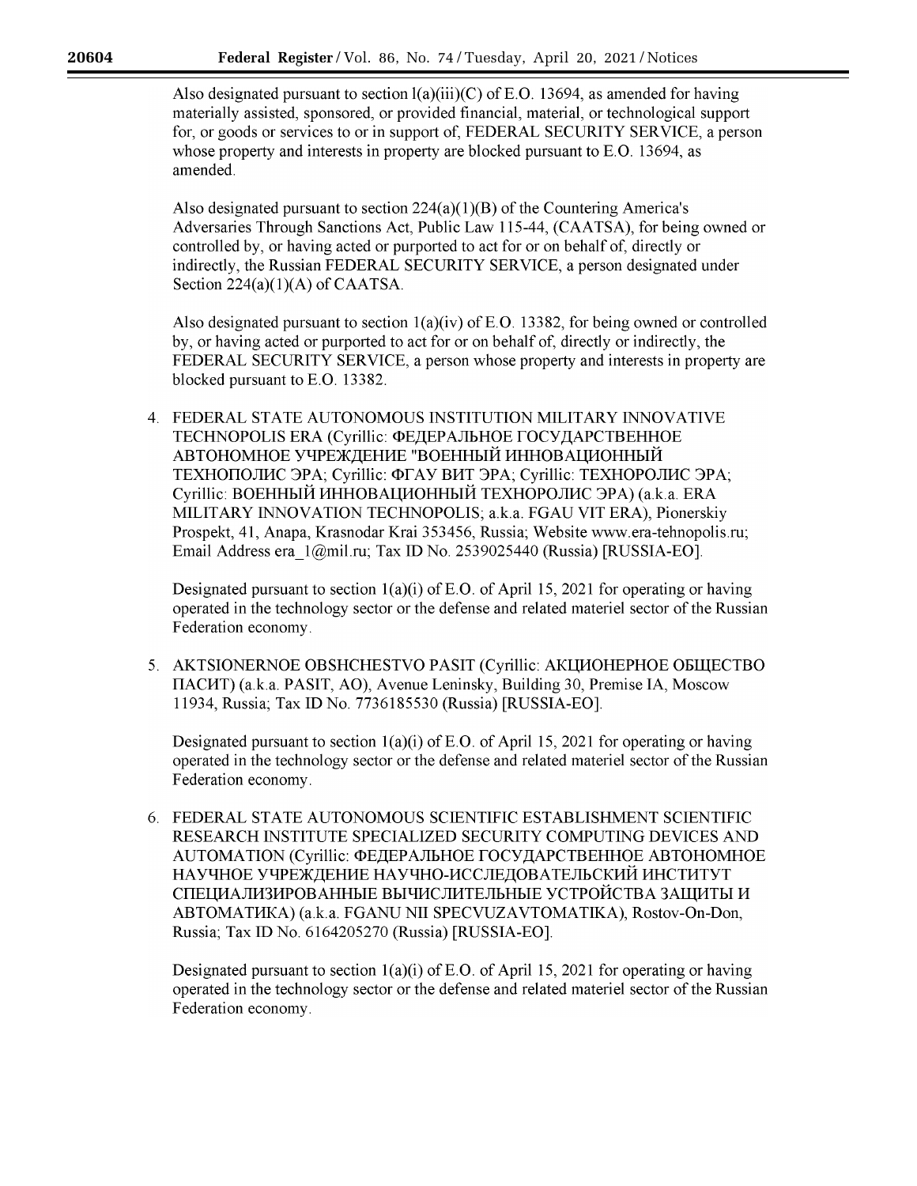Also designated pursuant to section l(a)(iii)(C) of E.O. 13694, as amended for having materially assisted, sponsored, or provided financial, material, or technological support for, or goods or services to or in support of, FEDERAL SECURITY SERVICE, a person whose property and interests in property are blocked pursuant to E.O. 13694, as amended.

Also designated pursuant to section 224(a)(1)(B) of the Countering America's Adversaries Through Sanctions Act, Public Law 115-44, (CAATSA), for being owned or controlled by, or having acted or purported to act for or on behalf of, directly or indirectly, the Russian FEDERAL SECURITY SERVICE, a person designated under Section 224(a)(1)(A) of CAATSA.

Also designated pursuant to section 1(a)(iv) of E.O. 13382, for being owned or controlled by, or having acted or purported to act for or on behalf of, directly or indirectly, the FEDERAL SECURITY SERVICE, a person whose property and interests in property are blocked pursuant to E.O. 13382.

4. FEDERAL STATE AUTONOMOUS INSTITUTION MILITARY INNOVATIVE TECHNOPOLIS ERA (Cyrillic: ФЕДЕРАЛЬНОЕ ГОСУДАРСТВЕННОЕ АВТОНОМНОЕ УЧРЕЖДЕНИЕ "ВОЕННЫЙ ИННОВАЦИОННЫЙ ТЕХНОПОЛИС ЭРА; Cyrillic: ФГАУ ВИТ ЭРА; Cyrillic: ТЕХНОРОЛИС ЭРА; Cyrillic: ВОЕННЫЙ ИННОВАЦИОННЫЙ ТЕХНОРОЛИС ЭРА) (a.k.a. ERA MILITARY INNOVATION TECHNOPOLIS; a.k.a. FGAU VIT ERA), Pionerskiy Prospekt, 41, Anapa, Krasnodar Krai 353456, Russia; Website www.era-tehnopolis.ru; Email Address era_1@mil.ru; Tax ID No. 2539025440 (Russia) [RUSSIA-EO].

   Designated pursuant to section 1(a)(i) of E.O. of April 15, 2021 for operating or having operated in the technology sector or the defense and related materiel sector of the Russian Federation economy.

5. AKTSIONERNOE OBSHCHESTVO PASIT (Cyrillic: АКЦИОНЕРНОЕ ОБЩЕСТВО ПАСИТ) (a.k.a. PASIT, AO), Avenue Leninsky, Building 30, Premise IA, Moscow 11934, Russia; Tax ID No. 7736185530 (Russia) [RUSSIA-EO].

   Designated pursuant to section 1(a)(i) of E.O. of April 15, 2021 for operating or having operated in the technology sector or the defense and related materiel sector of the Russian Federation economy.

6. FEDERAL STATE AUTONOMOUS SCIENTIFIC ESTABLISHMENT SCIENTIFIC RESEARCH INSTITUTE SPECIALIZED SECURITY COMPUTING DEVICES AND AUTOMATION (Cyrillic: ФЕДЕРАЛЬНОЕ ГОСУДАРСТВЕННОЕ АВТОНОМНОЕ НАУЧНОЕ УЧРЕЖДЕНИЕ НАУЧНО-ИССЛЕДОВАТЕЛЬСКИЙ ИНСТИТУТ СПЕЦИАЛИЗИРОВАННЫЕ ВЫЧИСЛИТЕЛЬНЫЕ УСТРОЙСТВА ЗАЩИТЫ И АВТОМАТИКА) (a.k.a. FGANU NII SPECVUZAVTOMATIKA), Rostov-On-Don, Russia; Tax ID No. 6164205270 (Russia) [RUSSIA-EO].

   Designated pursuant to section 1(a)(i) of E.O. of April 15, 2021 for operating or having operated in the technology sector or the defense and related materiel sector of the Russian Federation economy.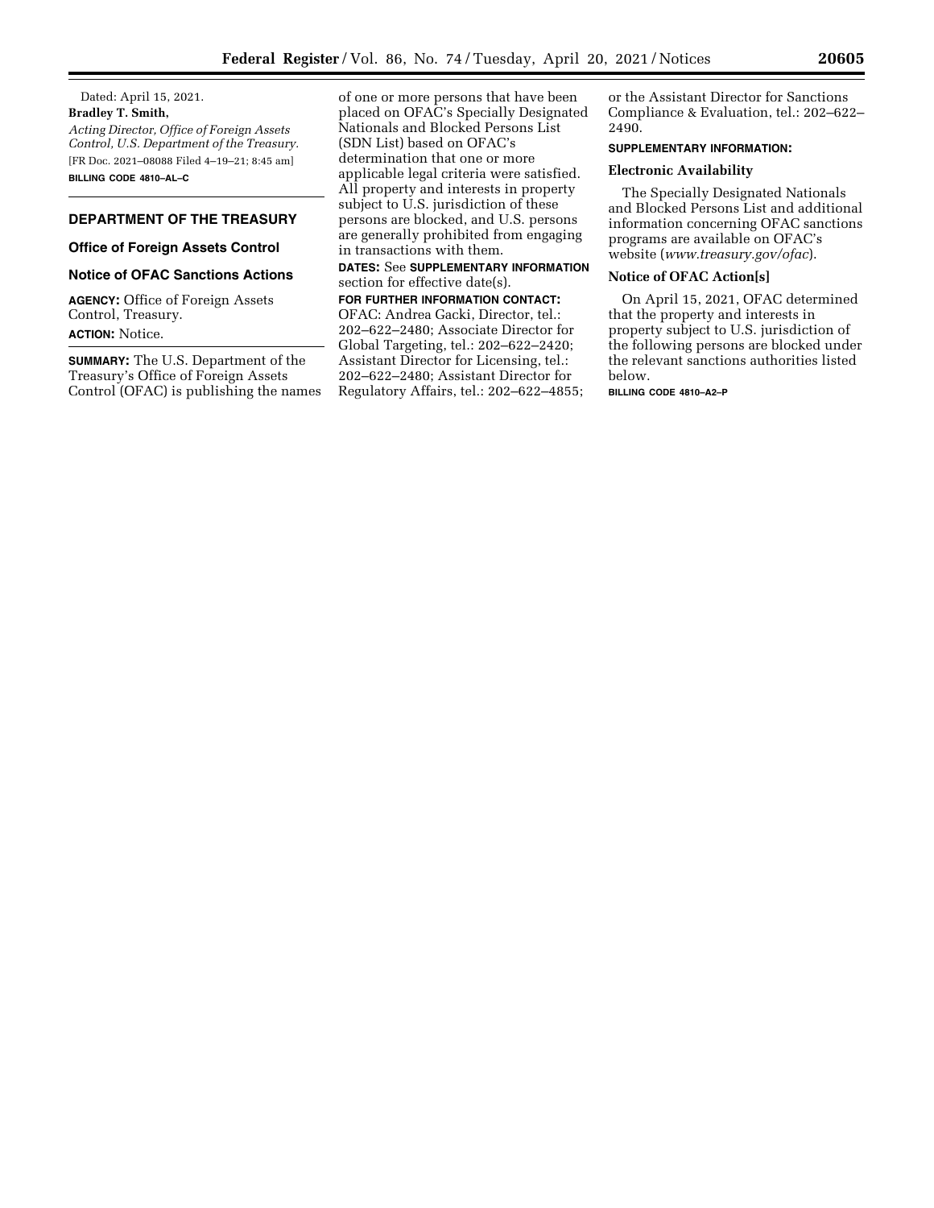Dated: April 15, 2021.

**Bradley T. Smith,**

*Acting Director, Office of Foreign Assets Control, U.S. Department of the Treasury.*

[FR Doc. 2021–08088 Filed 4–19–21; 8:45 am]

**BILLING CODE 4810–AL–C**

## DEPARTMENT OF THE TREASURY

### Office of Foreign Assets Control

### Notice of OFAC Sanctions Actions

**AGENCY:** Office of Foreign Assets Control, Treasury.

**ACTION:** Notice.

**SUMMARY:** The U.S. Department of the Treasury's Office of Foreign Assets Control (OFAC) is publishing the names of one or more persons that have been placed on OFAC's Specially Designated Nationals and Blocked Persons List (SDN List) based on OFAC's determination that one or more applicable legal criteria were satisfied. All property and interests in property subject to U.S. jurisdiction of these persons are blocked, and U.S. persons are generally prohibited from engaging in transactions with them.

**DATES:** See **SUPPLEMENTARY INFORMATION** section for effective date(s).

**FOR FURTHER INFORMATION CONTACT:** OFAC: Andrea Gacki, Director, tel.: 202–622–2480; Associate Director for Global Targeting, tel.: 202–622–2420; Assistant Director for Licensing, tel.: 202–622–2480; Assistant Director for Regulatory Affairs, tel.: 202–622–4855; or the Assistant Director for Sanctions Compliance & Evaluation, tel.: 202–622–2490.

**SUPPLEMENTARY INFORMATION:**

**Electronic Availability**

The Specially Designated Nationals and Blocked Persons List and additional information concerning OFAC sanctions programs are available on OFAC's website (*www.treasury.gov/ofac*).

**Notice of OFAC Action[s]**

On April 15, 2021, OFAC determined that the property and interests in property subject to U.S. jurisdiction of the following persons are blocked under the relevant sanctions authorities listed below.

**BILLING CODE 4810–A2–P**